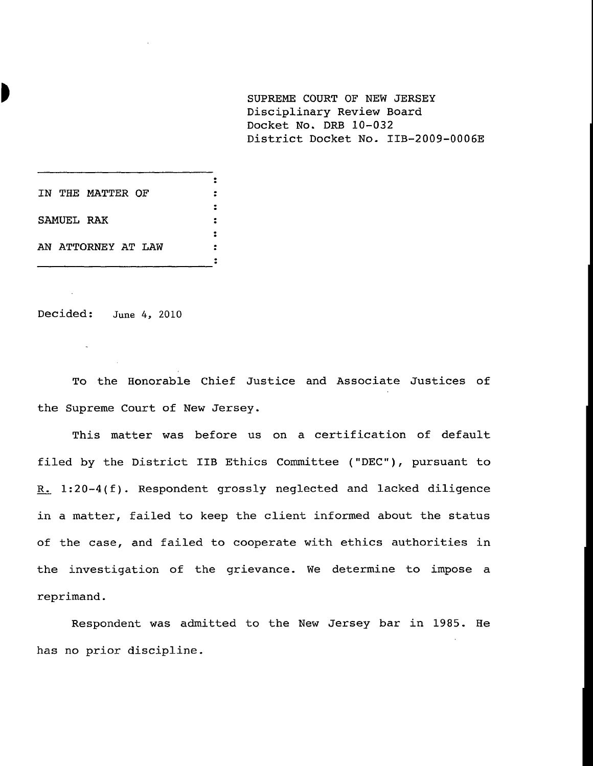SUPREME COURT OF NEW JERSEY
Disciplinary Review Board
Docket No. DRB 10-032
District Docket No. IIB-2009-0006E

IN THE MATTER OF

SAMUEL RAK

AN ATTORNEY AT LAW

Decided: June 4, 2010

To the Honorable Chief Justice and Associate Justices of the Supreme Court of New Jersey.

This matter was before us on a certification of default filed by the District IIB Ethics Committee ("DEC"), pursuant to R. 1:20-4(f). Respondent grossly neglected and lacked diligence in a matter, failed to keep the client informed about the status of the case, and failed to cooperate with ethics authorities in the investigation of the grievance. We determine to impose a reprimand.

Respondent was admitted to the New Jersey bar in 1985. He has no prior discipline.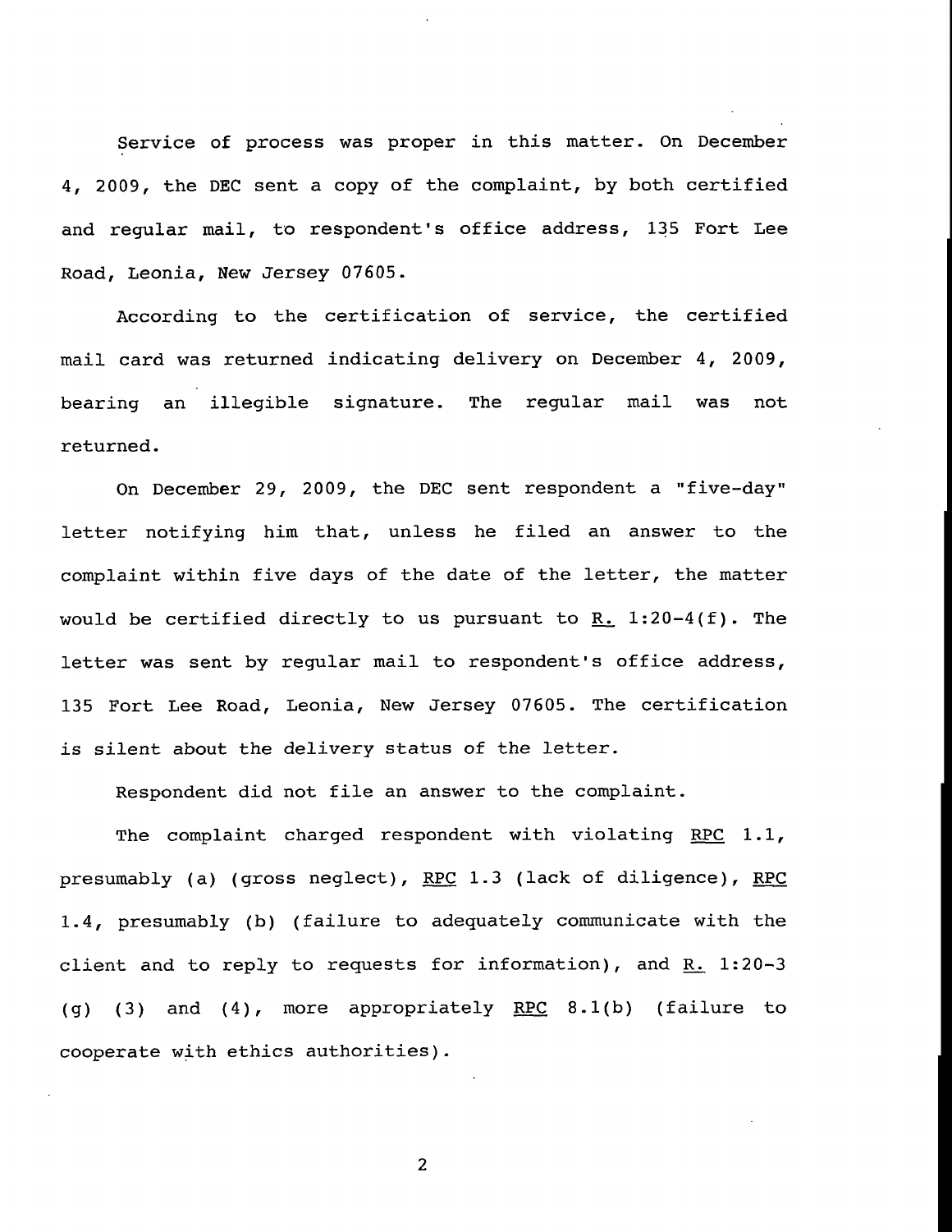Service of process was proper in this matter. On December 4, 2009, the DEC sent a copy of the complaint, by both certified and regular mail, to respondent's office address, 135 Fort Lee Road, Leonia, New Jersey 07605.

According to the certification of service, the certified mail card was returned indicating delivery on December 4, 2009, bearing an illegible signature. The regular mail was not returned.

On December 29, 2009, the DEC sent respondent a "five-day" letter notifying him that, unless he filed an answer to the complaint within five days of the date of the letter, the matter would be certified directly to us pursuant to R. 1:20-4(f). The letter was sent by regular mail to respondent's office address, 135 Fort Lee Road, Leonia, New Jersey 07605. The certification is silent about the delivery status of the letter.

Respondent did not file an answer to the complaint.

The complaint charged respondent with violating RPC 1.1, presumably (a) (gross neglect), RPC 1.3 (lack of diligence), RPC 1.4, presumably (b) (failure to adequately communicate with the client and to reply to requests for information), and R. 1:20-3 (g) (3) and (4), more appropriately RPC 8.1(b) (failure to cooperate with ethics authorities).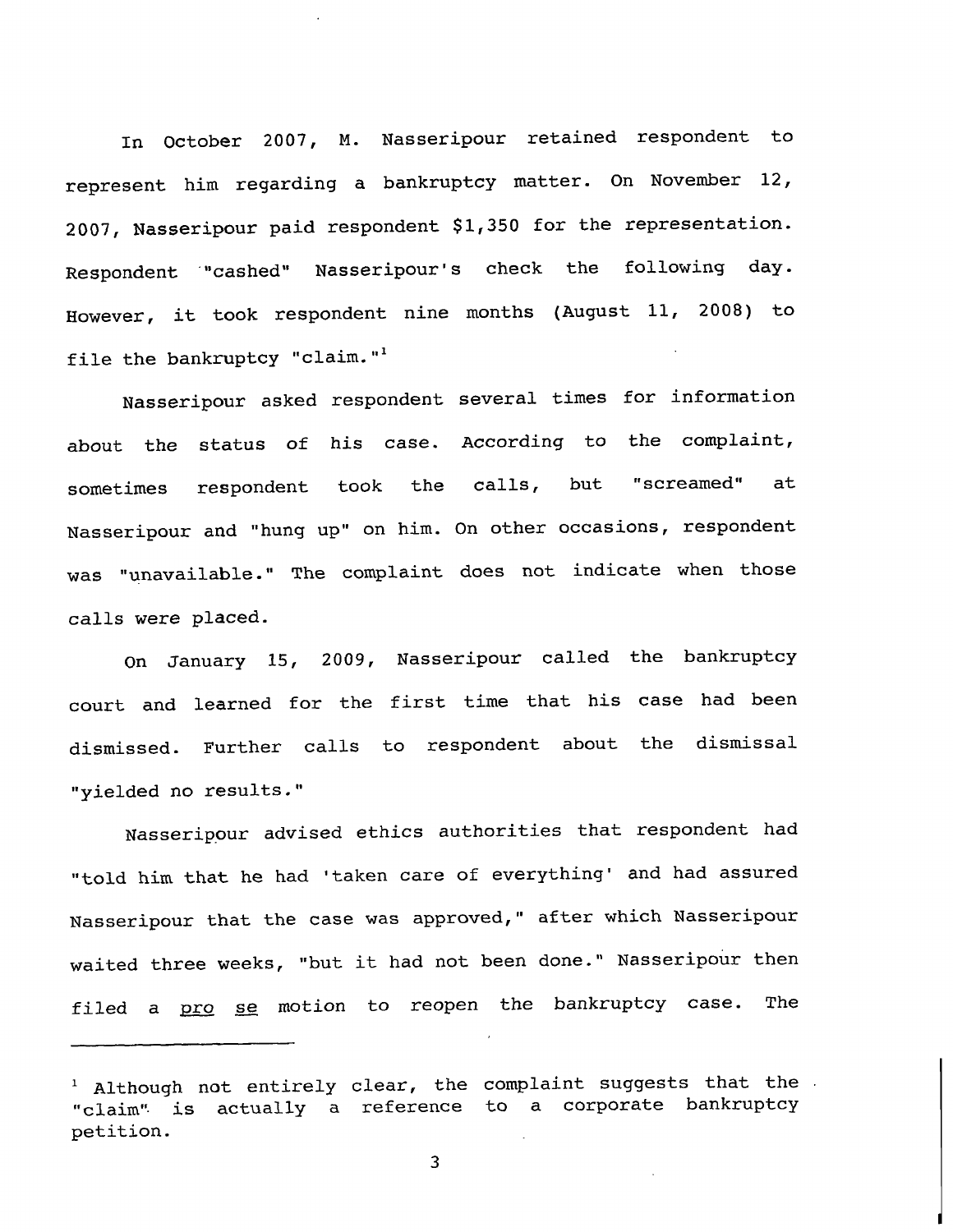In October 2007, M. Nasseripour retained respondent to represent him regarding a bankruptcy matter. On November 12, 2007, Nasseripour paid respondent $1,350 for the representation. Respondent "cashed" Nasseripour's check the following day. However, it took respondent nine months (August 11, 2008) to file the bankruptcy "claim."[1]

Nasseripour asked respondent several times for information about the status of his case. According to the complaint, sometimes respondent took the calls, but "screamed" at Nasseripour and "hung up" on him. On other occasions, respondent was "unavailable." The complaint does not indicate when those calls were placed.

On January 15, 2009, Nasseripour called the bankruptcy court and learned for the first time that his case had been dismissed. Further calls to respondent about the dismissal "yielded no results."

Nasseripour advised ethics authorities that respondent had "told him that he had 'taken care of everything' and had assured Nasseripour that the case was approved," after which Nasseripour waited three weeks, "but it had not been done." Nasseripour then filed a <u>pro se</u> motion to reopen the bankruptcy case. The

---

[1] Although not entirely clear, the complaint suggests that the "claim" is actually a reference to a corporate bankruptcy petition.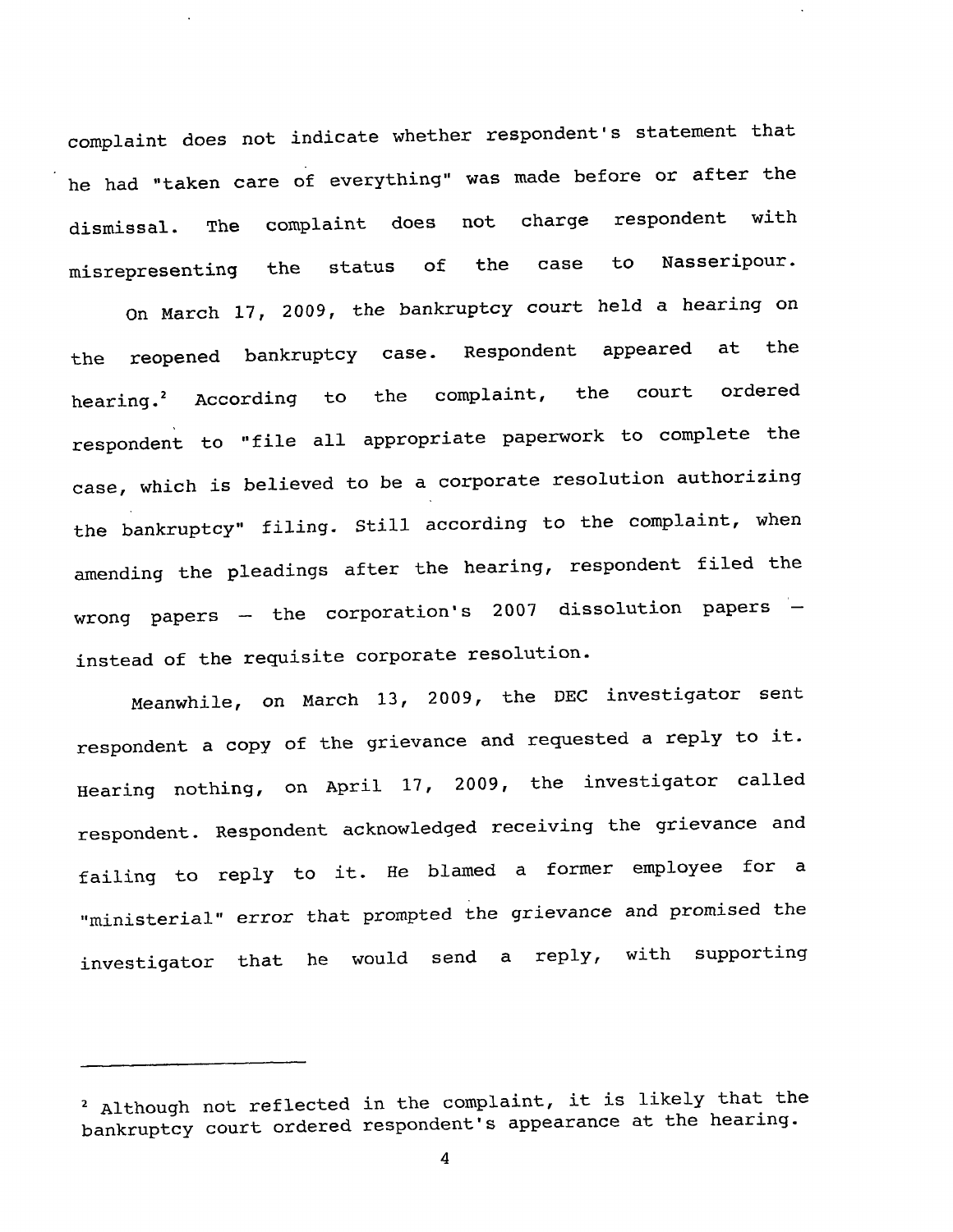complaint does not indicate whether respondent's statement that he had "taken care of everything" was made before or after the dismissal. The complaint does not charge respondent with misrepresenting the status of the case to Nasseripour.

On March 17, 2009, the bankruptcy court held a hearing on the reopened bankruptcy case. Respondent appeared at the hearing.[2] According to the complaint, the court ordered respondent to "file all appropriate paperwork to complete the case, which is believed to be a corporate resolution authorizing the bankruptcy" filing. Still according to the complaint, when amending the pleadings after the hearing, respondent filed the wrong papers — the corporation's 2007 dissolution papers — instead of the requisite corporate resolution.

Meanwhile, on March 13, 2009, the DEC investigator sent respondent a copy of the grievance and requested a reply to it. Hearing nothing, on April 17, 2009, the investigator called respondent. Respondent acknowledged receiving the grievance and failing to reply to it. He blamed a former employee for a "ministerial" error that prompted the grievance and promised the investigator that he would send a reply, with supporting

---

[2] Although not reflected in the complaint, it is likely that the bankruptcy court ordered respondent's appearance at the hearing.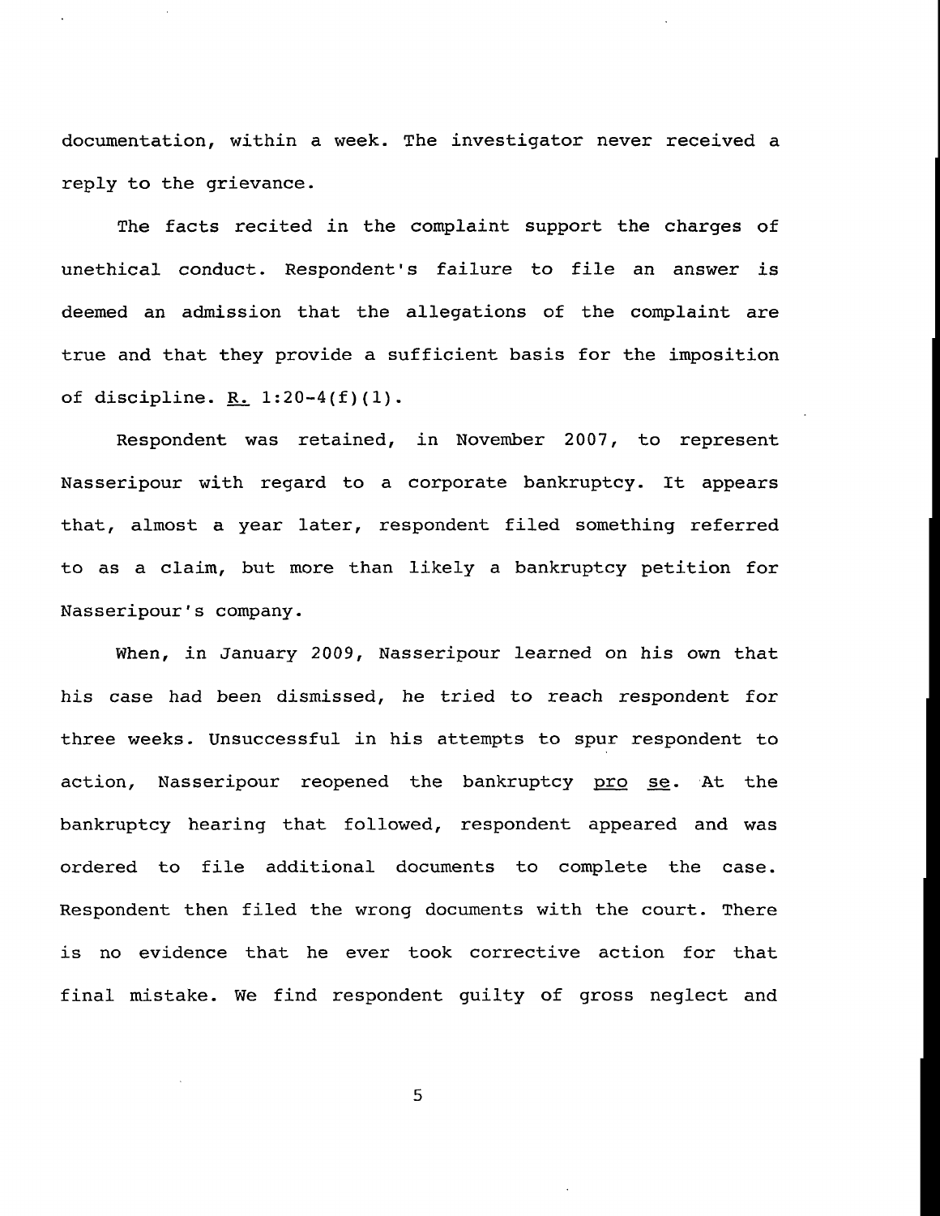documentation, within a week. The investigator never received a reply to the grievance.

The facts recited in the complaint support the charges of unethical conduct. Respondent's failure to file an answer is deemed an admission that the allegations of the complaint are true and that they provide a sufficient basis for the imposition of discipline. R. 1:20-4(f)(1).

Respondent was retained, in November 2007, to represent Nasseripour with regard to a corporate bankruptcy. It appears that, almost a year later, respondent filed something referred to as a claim, but more than likely a bankruptcy petition for Nasseripour's company.

When, in January 2009, Nasseripour learned on his own that his case had been dismissed, he tried to reach respondent for three weeks. Unsuccessful in his attempts to spur respondent to action, Nasseripour reopened the bankruptcy *pro se*. At the bankruptcy hearing that followed, respondent appeared and was ordered to file additional documents to complete the case. Respondent then filed the wrong documents with the court. There is no evidence that he ever took corrective action for that final mistake. We find respondent guilty of gross neglect and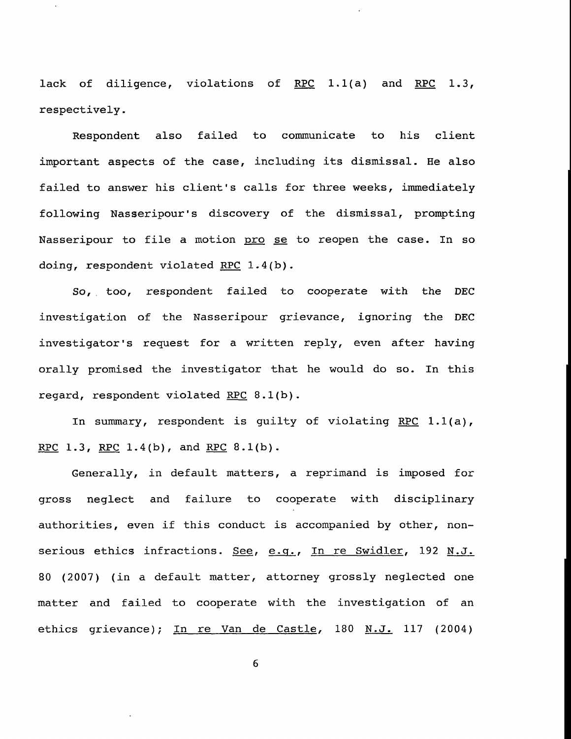lack of diligence, violations of RPC 1.1(a) and RPC 1.3, respectively.

Respondent also failed to communicate to his client important aspects of the case, including its dismissal. He also failed to answer his client's calls for three weeks, immediately following Nasseripour's discovery of the dismissal, prompting Nasseripour to file a motion pro se to reopen the case. In so doing, respondent violated RPC 1.4(b).

So, too, respondent failed to cooperate with the DEC investigation of the Nasseripour grievance, ignoring the DEC investigator's request for a written reply, even after having orally promised the investigator that he would do so. In this regard, respondent violated RPC 8.1(b).

In summary, respondent is guilty of violating RPC 1.1(a), RPC 1.3, RPC 1.4(b), and RPC 8.1(b).

Generally, in default matters, a reprimand is imposed for gross neglect and failure to cooperate with disciplinary authorities, even if this conduct is accompanied by other, non-serious ethics infractions. See, e.g., In re Swidler, 192 N.J. 80 (2007) (in a default matter, attorney grossly neglected one matter and failed to cooperate with the investigation of an ethics grievance); In re Van de Castle, 180 N.J. 117 (2004)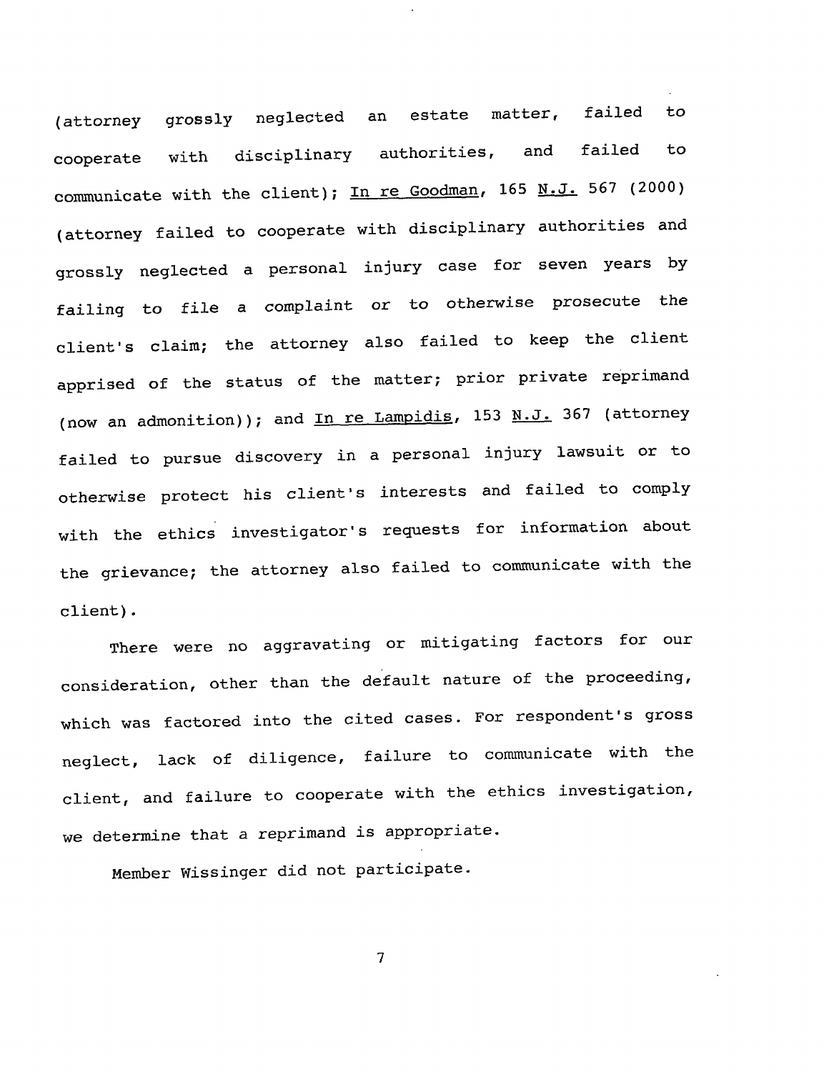(attorney grossly neglected an estate matter, failed to cooperate with disciplinary authorities, and failed to communicate with the client); In re Goodman, 165 N.J. 567 (2000) (attorney failed to cooperate with disciplinary authorities and grossly neglected a personal injury case for seven years by failing to file a complaint or to otherwise prosecute the client's claim; the attorney also failed to keep the client apprised of the status of the matter; prior private reprimand (now an admonition)); and In re Lampidis, 153 N.J. 367 (attorney failed to pursue discovery in a personal injury lawsuit or to otherwise protect his client's interests and failed to comply with the ethics investigator's requests for information about the grievance; the attorney also failed to communicate with the client).

There were no aggravating or mitigating factors for our consideration, other than the default nature of the proceeding, which was factored into the cited cases. For respondent's gross neglect, lack of diligence, failure to communicate with the client, and failure to cooperate with the ethics investigation, we determine that a reprimand is appropriate.

Member Wissinger did not participate.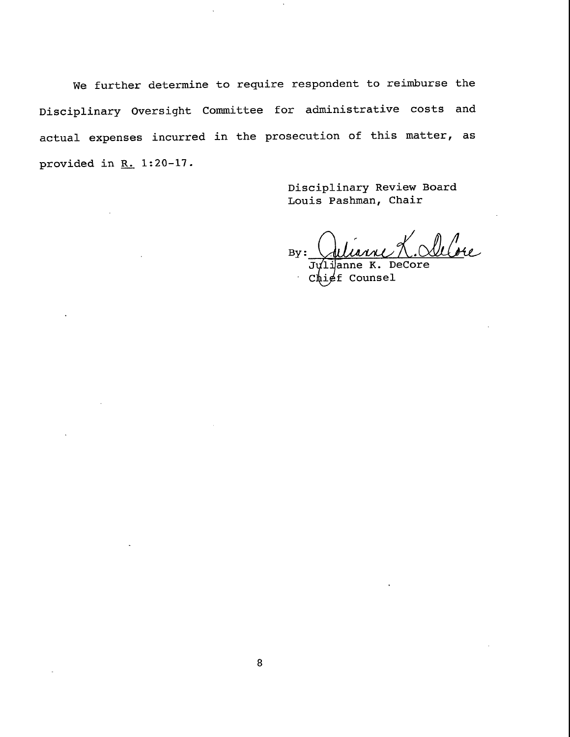We further determine to require respondent to reimburse the Disciplinary Oversight Committee for administrative costs and actual expenses incurred in the prosecution of this matter, as provided in R. 1:20-17.

Disciplinary Review Board
Louis Pashman, Chair

By: Julianne K. DeCore
Julianne K. DeCore
Chief Counsel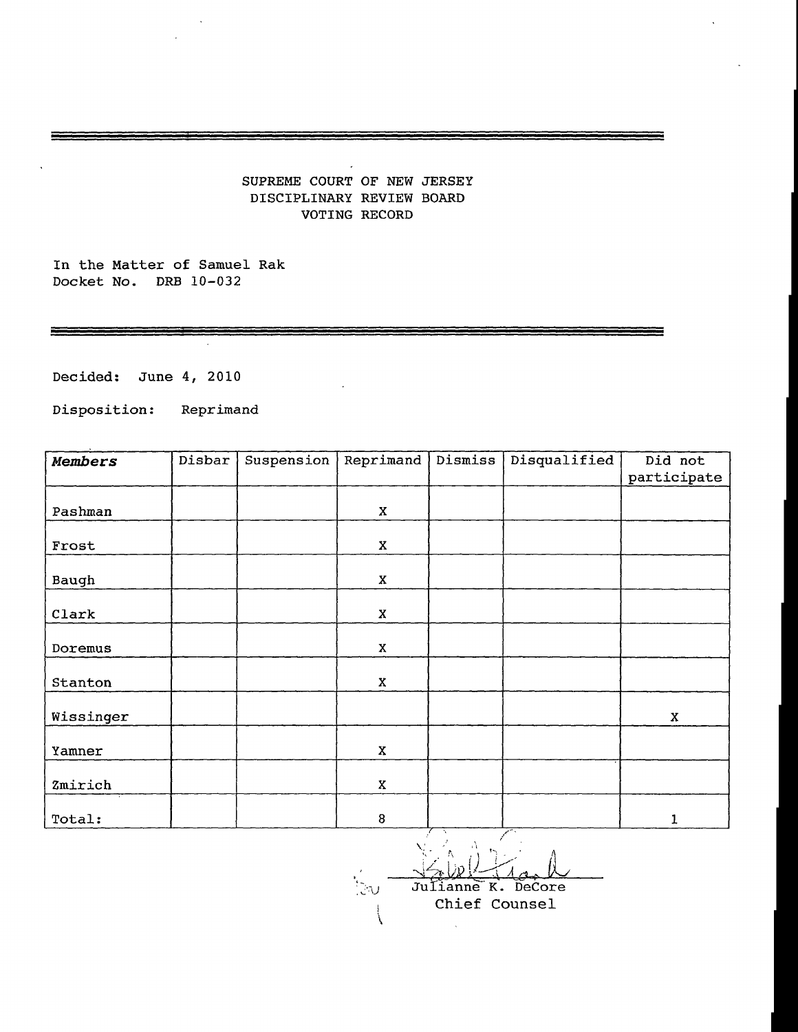SUPREME COURT OF NEW JERSEY
DISCIPLINARY REVIEW BOARD
VOTING RECORD

In the Matter of Samuel Rak
Docket No. DRB 10-032

Decided: June 4, 2010

Disposition: Reprimand

| *Members* | Disbar | Suspension | Reprimand | Dismiss | Disqualified | Did not participate |
|---|---|---|---|---|---|---|
| Pashman | | | X | | | |
| Frost | | | X | | | |
| Baugh | | | X | | | |
| Clark | | | X | | | |
| Doremus | | | X | | | |
| Stanton | | | X | | | |
| Wissinger | | | | | | X |
| Yamner | | | X | | | |
| Zmirich | | | X | | | |
| Total: | | | 8 | | | 1 |

Julianne K. DeCore
Chief Counsel